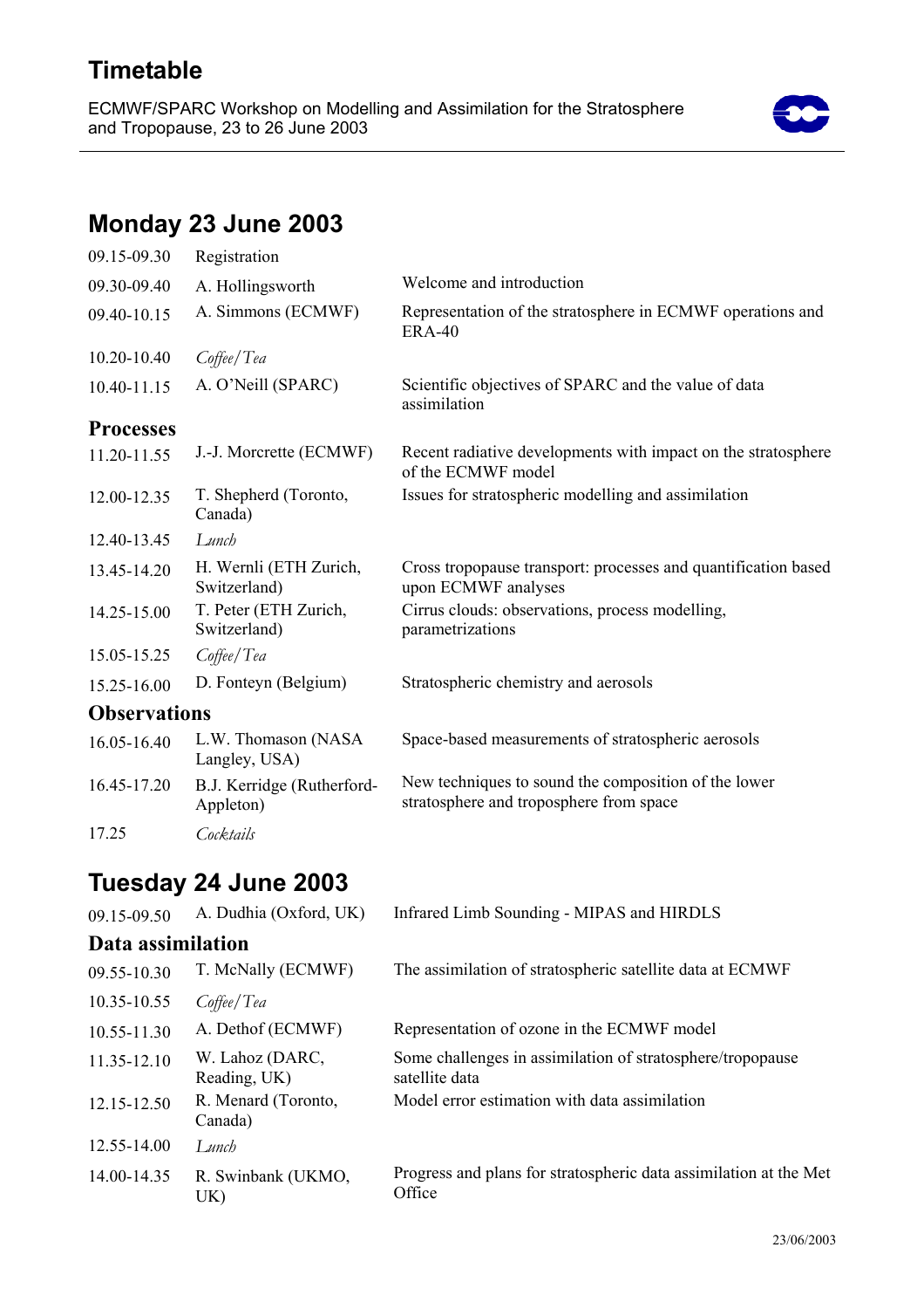# Timetable

ECMWF/SPARC Workshop on Modelling and Assimilation for the Stratosphere and Tropopause, 23 to 26 June 2003

## Monday 23 June 2003

| | | |
|---|---|---|
| 09.15-09.30 | Registration | |
| 09.30-09.40 | A. Hollingsworth | Welcome and introduction |
| 09.40-10.15 | A. Simmons (ECMWF) | Representation of the stratosphere in ECMWF operations and ERA-40 |
| 10.20-10.40 | *Coffee/Tea* | |
| 10.40-11.15 | A. O'Neill (SPARC) | Scientific objectives of SPARC and the value of data assimilation |
| **Processes** | | |
| 11.20-11.55 | J.-J. Morcrette (ECMWF) | Recent radiative developments with impact on the stratosphere of the ECMWF model |
| 12.00-12.35 | T. Shepherd (Toronto, Canada) | Issues for stratospheric modelling and assimilation |
| 12.40-13.45 | *Lunch* | |
| 13.45-14.20 | H. Wernli (ETH Zurich, Switzerland) | Cross tropopause transport: processes and quantification based upon ECMWF analyses |
| 14.25-15.00 | T. Peter (ETH Zurich, Switzerland) | Cirrus clouds: observations, process modelling, parametrizations |
| 15.05-15.25 | *Coffee/Tea* | |
| 15.25-16.00 | D. Fonteyn (Belgium) | Stratospheric chemistry and aerosols |
| **Observations** | | |
| 16.05-16.40 | L.W. Thomason (NASA Langley, USA) | Space-based measurements of stratospheric aerosols |
| 16.45-17.20 | B.J. Kerridge (Rutherford-Appleton) | New techniques to sound the composition of the lower stratosphere and troposphere from space |
| 17.25 | *Cocktails* | |

## Tuesday 24 June 2003

| | | |
|---|---|---|
| 09.15-09.50 | A. Dudhia (Oxford, UK) | Infrared Limb Sounding - MIPAS and HIRDLS |
| **Data assimilation** | | |
| 09.55-10.30 | T. McNally (ECMWF) | The assimilation of stratospheric satellite data at ECMWF |
| 10.35-10.55 | *Coffee/Tea* | |
| 10.55-11.30 | A. Dethof (ECMWF) | Representation of ozone in the ECMWF model |
| 11.35-12.10 | W. Lahoz (DARC, Reading, UK) | Some challenges in assimilation of stratosphere/tropopause satellite data |
| 12.15-12.50 | R. Menard (Toronto, Canada) | Model error estimation with data assimilation |
| 12.55-14.00 | *Lunch* | |
| 14.00-14.35 | R. Swinbank (UKMO, UK) | Progress and plans for stratospheric data assimilation at the Met Office |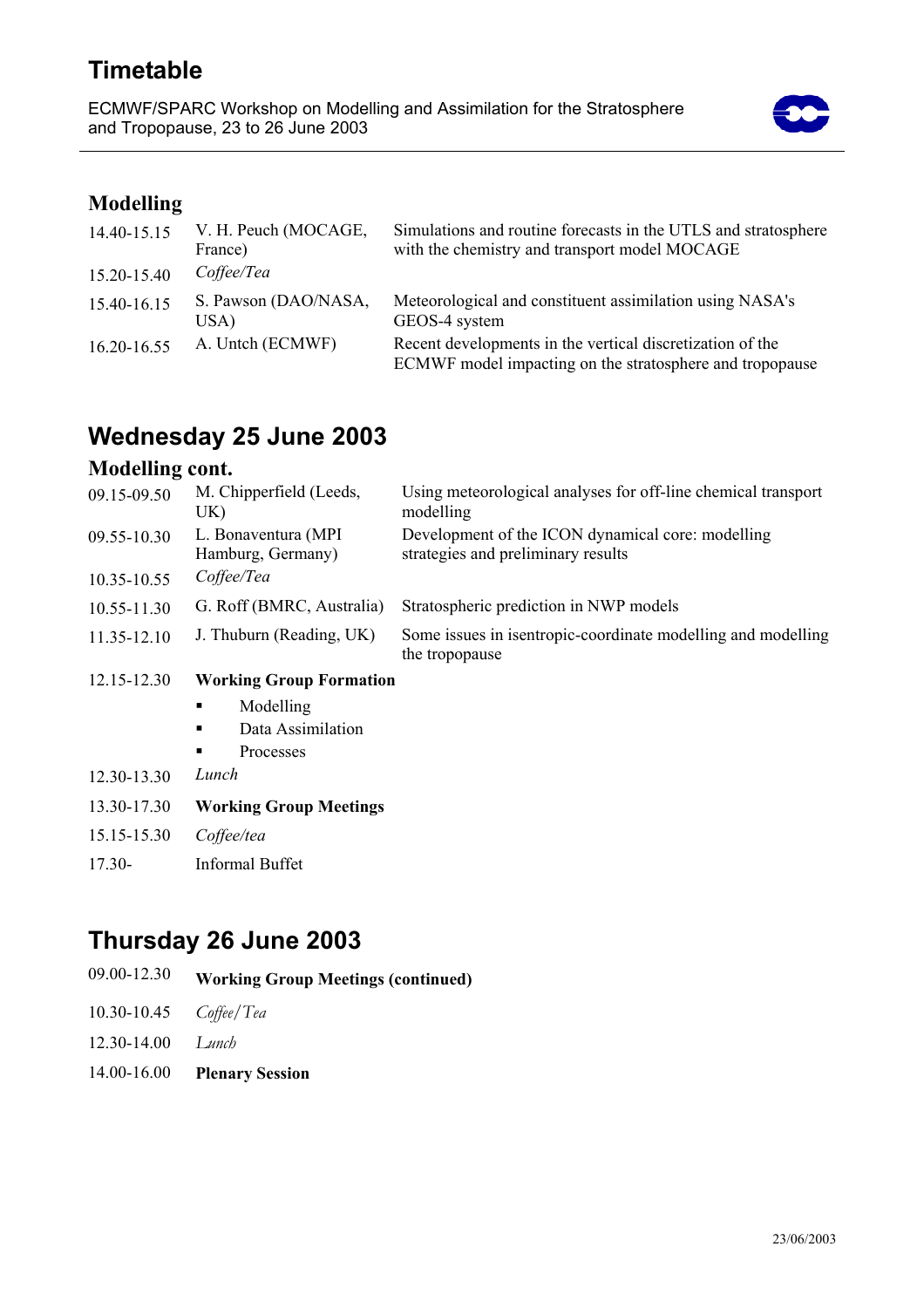# Timetable

ECMWF/SPARC Workshop on Modelling and Assimilation for the Stratosphere and Tropopause, 23 to 26 June 2003

### Modelling

| | | |
|---|---|---|
| 14.40-15.15 | V. H. Peuch (MOCAGE, France) | Simulations and routine forecasts in the UTLS and stratosphere with the chemistry and transport model MOCAGE |
| 15.20-15.40 | *Coffee/Tea* | |
| 15.40-16.15 | S. Pawson (DAO/NASA, USA) | Meteorological and constituent assimilation using NASA's GEOS-4 system |
| 16.20-16.55 | A. Untch (ECMWF) | Recent developments in the vertical discretization of the ECMWF model impacting on the stratosphere and tropopause |

## Wednesday 25 June 2003

### Modelling cont.

| | | |
|---|---|---|
| 09.15-09.50 | M. Chipperfield (Leeds, UK) | Using meteorological analyses for off-line chemical transport modelling |
| 09.55-10.30 | L. Bonaventura (MPI Hamburg, Germany) | Development of the ICON dynamical core: modelling strategies and preliminary results |
| 10.35-10.55 | *Coffee/Tea* | |
| 10.55-11.30 | G. Roff (BMRC, Australia) | Stratospheric prediction in NWP models |
| 11.35-12.10 | J. Thuburn (Reading, UK) | Some issues in isentropic-coordinate modelling and modelling the tropopause |

12.15-12.30 **Working Group Formation**

- Modelling
- Data Assimilation
- Processes

| | |
|---|---|
| 12.30-13.30 | *Lunch* |
| 13.30-17.30 | **Working Group Meetings** |
| 15.15-15.30 | *Coffee/tea* |
| 17.30- | Informal Buffet |

## Thursday 26 June 2003

| | |
|---|---|
| 09.00-12.30 | **Working Group Meetings (continued)** |
| 10.30-10.45 | *Coffee/Tea* |
| 12.30-14.00 | *Lunch* |
| 14.00-16.00 | **Plenary Session** |